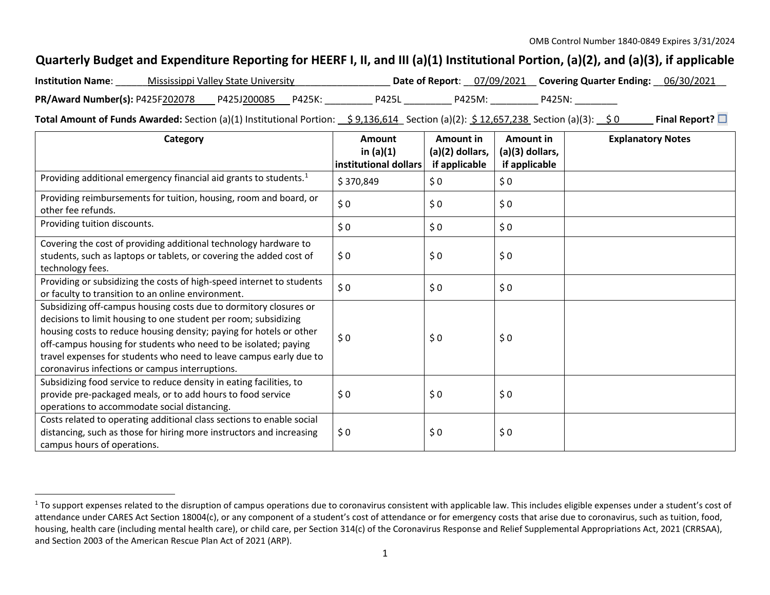OMB Control Number 1840-0849 Expires 3/31/2024

# Quarterly Budget and Expenditure Reporting for HEERF I, II, and III (a)(1) Institutional Portion, (a)(2), and (a)(3), if applicable

**Institution Name**: Mississippi Valley State University **Date of Report**: 07/09/2021 **Covering Quarter Ending:** 06/30/2021

**PR/Award Number(s):** P425F202078 P425J200085 P425K: ________ P425L ________ P425M: ________ P425N: ________

**Total Amount of Funds Awarded:** Section (a)(1) Institutional Portion: $ 9,136,614 Section (a)(2): $ 12,657,238 Section (a)(3): $ 0 **Final Report?** ☐

| Category | Amount in (a)(1) institutional dollars | Amount in (a)(2) dollars, if applicable | Amount in (a)(3) dollars, if applicable | Explanatory Notes |
|---|---|---|---|---|
| Providing additional emergency financial aid grants to students.[1] | $ 370,849 | $ 0 | $ 0 | |
| Providing reimbursements for tuition, housing, room and board, or other fee refunds. | $ 0 | $ 0 | $ 0 | |
| Providing tuition discounts. | $ 0 | $ 0 | $ 0 | |
| Covering the cost of providing additional technology hardware to students, such as laptops or tablets, or covering the added cost of technology fees. | $ 0 | $ 0 | $ 0 | |
| Providing or subsidizing the costs of high-speed internet to students or faculty to transition to an online environment. | $ 0 | $ 0 | $ 0 | |
| Subsidizing off-campus housing costs due to dormitory closures or decisions to limit housing to one student per room; subsidizing housing costs to reduce housing density; paying for hotels or other off-campus housing for students who need to be isolated; paying travel expenses for students who need to leave campus early due to coronavirus infections or campus interruptions. | $ 0 | $ 0 | $ 0 | |
| Subsidizing food service to reduce density in eating facilities, to provide pre-packaged meals, or to add hours to food service operations to accommodate social distancing. | $ 0 | $ 0 | $ 0 | |
| Costs related to operating additional class sections to enable social distancing, such as those for hiring more instructors and increasing campus hours of operations. | $ 0 | $ 0 | $ 0 | |

[1] To support expenses related to the disruption of campus operations due to coronavirus consistent with applicable law. This includes eligible expenses under a student's cost of attendance under CARES Act Section 18004(c), or any component of a student's cost of attendance or for emergency costs that arise due to coronavirus, such as tuition, food, housing, health care (including mental health care), or child care, per Section 314(c) of the Coronavirus Response and Relief Supplemental Appropriations Act, 2021 (CRRSAA), and Section 2003 of the American Rescue Plan Act of 2021 (ARP).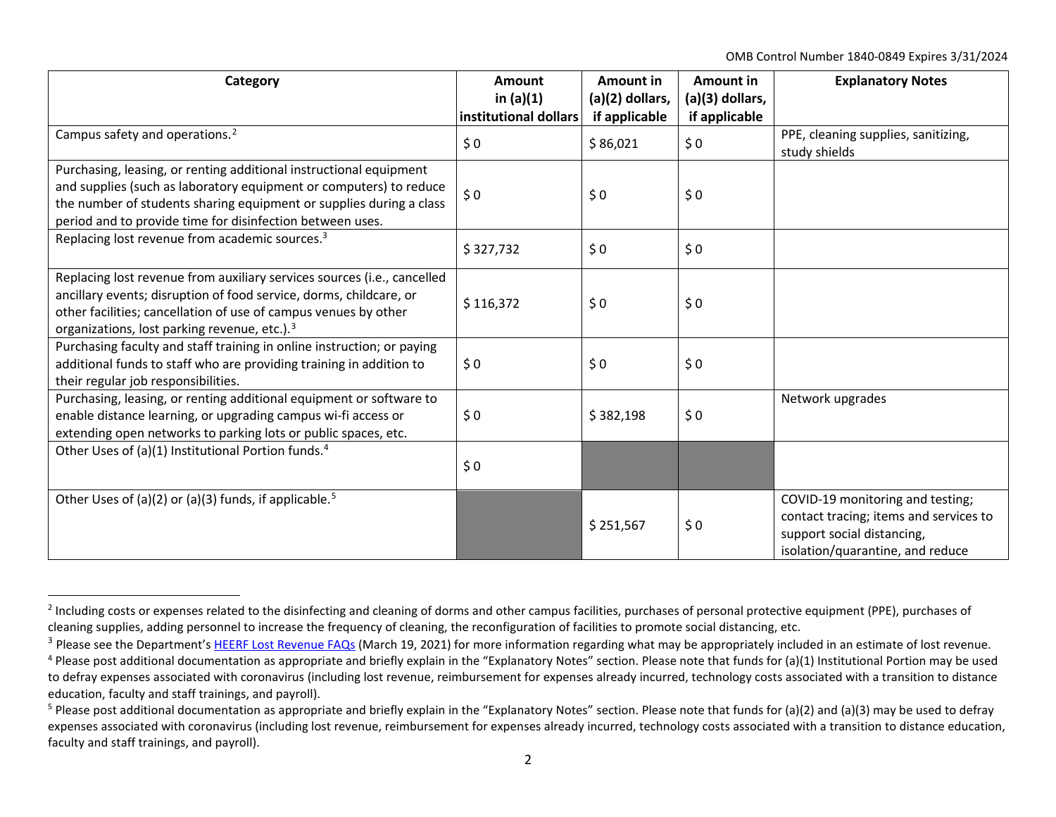| Category | Amount in (a)(1) institutional dollars | Amount in (a)(2) dollars, if applicable | Amount in (a)(3) dollars, if applicable | Explanatory Notes |
|---|---|---|---|---|
| Campus safety and operations.[2] | $ 0 | $ 86,021 | $ 0 | PPE, cleaning supplies, sanitizing, study shields |
| Purchasing, leasing, or renting additional instructional equipment and supplies (such as laboratory equipment or computers) to reduce the number of students sharing equipment or supplies during a class period and to provide time for disinfection between uses. | $ 0 | $ 0 | $ 0 | |
| Replacing lost revenue from academic sources.[3] | $ 327,732 | $ 0 | $ 0 | |
| Replacing lost revenue from auxiliary services sources (i.e., cancelled ancillary events; disruption of food service, dorms, childcare, or other facilities; cancellation of use of campus venues by other organizations, lost parking revenue, etc.).[3] | $ 116,372 | $ 0 | $ 0 | |
| Purchasing faculty and staff training in online instruction; or paying additional funds to staff who are providing training in addition to their regular job responsibilities. | $ 0 | $ 0 | $ 0 | |
| Purchasing, leasing, or renting additional equipment or software to enable distance learning, or upgrading campus wi-fi access or extending open networks to parking lots or public spaces, etc. | $ 0 | $ 382,198 | $ 0 | Network upgrades |
| Other Uses of (a)(1) Institutional Portion funds.[4] | $ 0 | | | |
| Other Uses of (a)(2) or (a)(3) funds, if applicable.[5] | | $ 251,567 | $ 0 | COVID-19 monitoring and testing; contact tracing; items and services to support social distancing, isolation/quarantine, and reduce |

[2] Including costs or expenses related to the disinfecting and cleaning of dorms and other campus facilities, purchases of personal protective equipment (PPE), purchases of cleaning supplies, adding personnel to increase the frequency of cleaning, the reconfiguration of facilities to promote social distancing, etc.

[3] Please see the Department's HEERF Lost Revenue FAQs (March 19, 2021) for more information regarding what may be appropriately included in an estimate of lost revenue.

[4] Please post additional documentation as appropriate and briefly explain in the "Explanatory Notes" section. Please note that funds for (a)(1) Institutional Portion may be used to defray expenses associated with coronavirus (including lost revenue, reimbursement for expenses already incurred, technology costs associated with a transition to distance education, faculty and staff trainings, and payroll).

[5] Please post additional documentation as appropriate and briefly explain in the "Explanatory Notes" section. Please note that funds for (a)(2) and (a)(3) may be used to defray expenses associated with coronavirus (including lost revenue, reimbursement for expenses already incurred, technology costs associated with a transition to distance education, faculty and staff trainings, and payroll).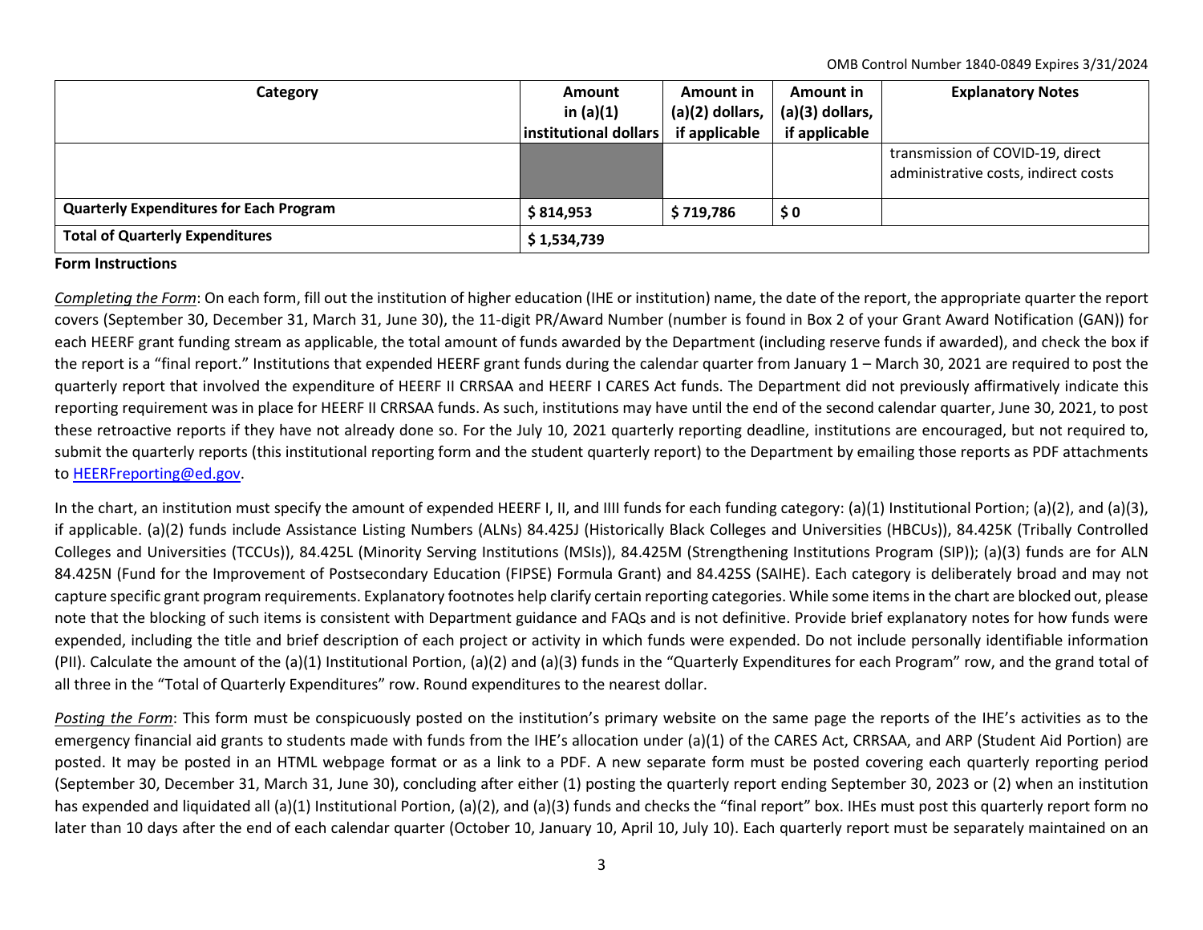| Category | Amount in (a)(1) institutional dollars | Amount in (a)(2) dollars, if applicable | Amount in (a)(3) dollars, if applicable | Explanatory Notes |
|---|---|---|---|---|
| | | | | transmission of COVID-19, direct administrative costs, indirect costs |
| **Quarterly Expenditures for Each Program** | $ 814,953 | $ 719,786 | $ 0 | |
| **Total of Quarterly Expenditures** | $ 1,534,739 | | | |

**Form Instructions**

*Completing the Form*: On each form, fill out the institution of higher education (IHE or institution) name, the date of the report, the appropriate quarter the report covers (September 30, December 31, March 31, June 30), the 11-digit PR/Award Number (number is found in Box 2 of your Grant Award Notification (GAN)) for each HEERF grant funding stream as applicable, the total amount of funds awarded by the Department (including reserve funds if awarded), and check the box if the report is a "final report." Institutions that expended HEERF grant funds during the calendar quarter from January 1 – March 30, 2021 are required to post the quarterly report that involved the expenditure of HEERF II CRRSAA and HEERF I CARES Act funds. The Department did not previously affirmatively indicate this reporting requirement was in place for HEERF II CRRSAA funds. As such, institutions may have until the end of the second calendar quarter, June 30, 2021, to post these retroactive reports if they have not already done so. For the July 10, 2021 quarterly reporting deadline, institutions are encouraged, but not required to, submit the quarterly reports (this institutional reporting form and the student quarterly report) to the Department by emailing those reports as PDF attachments to HEERFreporting@ed.gov.

In the chart, an institution must specify the amount of expended HEERF I, II, and IIII funds for each funding category: (a)(1) Institutional Portion; (a)(2), and (a)(3), if applicable. (a)(2) funds include Assistance Listing Numbers (ALNs) 84.425J (Historically Black Colleges and Universities (HBCUs)), 84.425K (Tribally Controlled Colleges and Universities (TCCUs)), 84.425L (Minority Serving Institutions (MSIs)), 84.425M (Strengthening Institutions Program (SIP)); (a)(3) funds are for ALN 84.425N (Fund for the Improvement of Postsecondary Education (FIPSE) Formula Grant) and 84.425S (SAIHE). Each category is deliberately broad and may not capture specific grant program requirements. Explanatory footnotes help clarify certain reporting categories. While some items in the chart are blocked out, please note that the blocking of such items is consistent with Department guidance and FAQs and is not definitive. Provide brief explanatory notes for how funds were expended, including the title and brief description of each project or activity in which funds were expended. Do not include personally identifiable information (PII). Calculate the amount of the (a)(1) Institutional Portion, (a)(2) and (a)(3) funds in the "Quarterly Expenditures for each Program" row, and the grand total of all three in the "Total of Quarterly Expenditures" row. Round expenditures to the nearest dollar.

*Posting the Form*: This form must be conspicuously posted on the institution's primary website on the same page the reports of the IHE's activities as to the emergency financial aid grants to students made with funds from the IHE's allocation under (a)(1) of the CARES Act, CRRSAA, and ARP (Student Aid Portion) are posted. It may be posted in an HTML webpage format or as a link to a PDF. A new separate form must be posted covering each quarterly reporting period (September 30, December 31, March 31, June 30), concluding after either (1) posting the quarterly report ending September 30, 2023 or (2) when an institution has expended and liquidated all (a)(1) Institutional Portion, (a)(2), and (a)(3) funds and checks the "final report" box. IHEs must post this quarterly report form no later than 10 days after the end of each calendar quarter (October 10, January 10, April 10, July 10). Each quarterly report must be separately maintained on an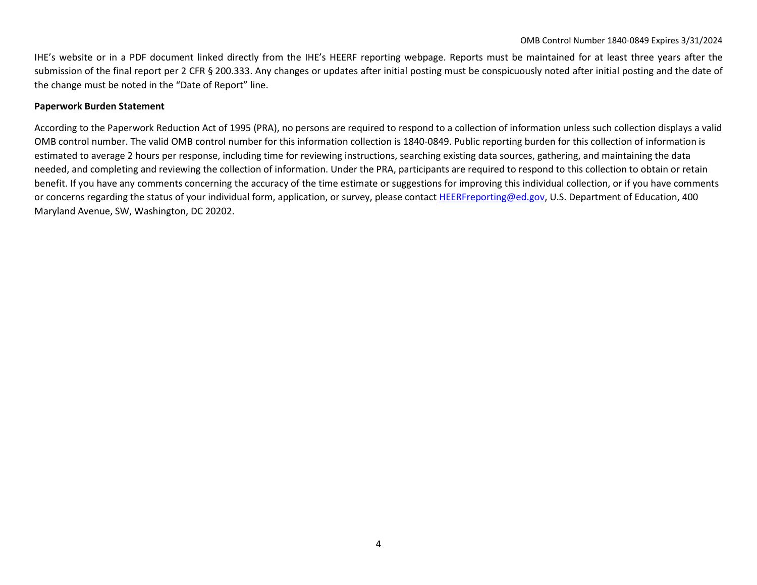IHE's website or in a PDF document linked directly from the IHE's HEERF reporting webpage. Reports must be maintained for at least three years after the submission of the final report per 2 CFR § 200.333. Any changes or updates after initial posting must be conspicuously noted after initial posting and the date of the change must be noted in the "Date of Report" line.

**Paperwork Burden Statement**

According to the Paperwork Reduction Act of 1995 (PRA), no persons are required to respond to a collection of information unless such collection displays a valid OMB control number. The valid OMB control number for this information collection is 1840-0849. Public reporting burden for this collection of information is estimated to average 2 hours per response, including time for reviewing instructions, searching existing data sources, gathering, and maintaining the data needed, and completing and reviewing the collection of information. Under the PRA, participants are required to respond to this collection to obtain or retain benefit. If you have any comments concerning the accuracy of the time estimate or suggestions for improving this individual collection, or if you have comments or concerns regarding the status of your individual form, application, or survey, please contact HEERFreporting@ed.gov, U.S. Department of Education, 400 Maryland Avenue, SW, Washington, DC 20202.